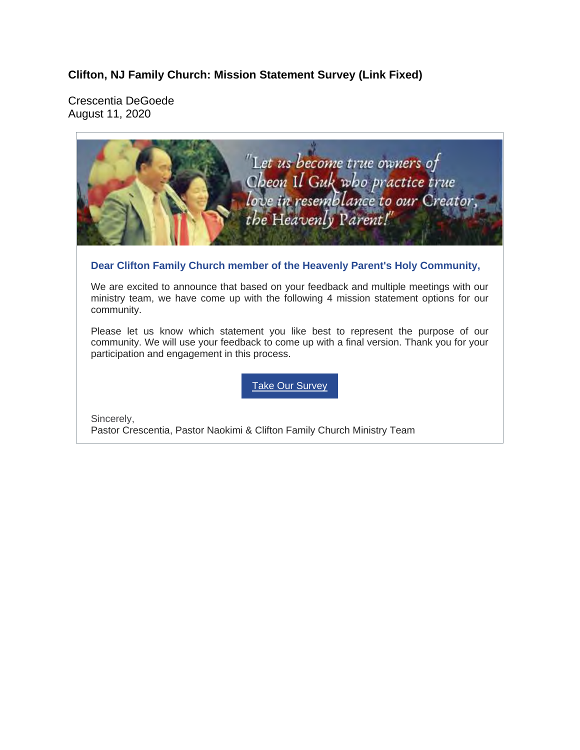## Clifton, NJ Family Church: Mission Statement Survey (Link Fixed)

Crescentia DeGoede
August 11, 2020

"Let us become true owners of Cheon Il Guk who practice true love in resemblance to our Creator, the Heavenly Parent!"

**Dear Clifton Family Church member of the Heavenly Parent's Holy Community,**

We are excited to announce that based on your feedback and multiple meetings with our ministry team, we have come up with the following 4 mission statement options for our community.

Please let us know which statement you like best to represent the purpose of our community. We will use your feedback to come up with a final version. Thank you for your participation and engagement in this process.

Take Our Survey

Sincerely,
Pastor Crescentia, Pastor Naokimi & Clifton Family Church Ministry Team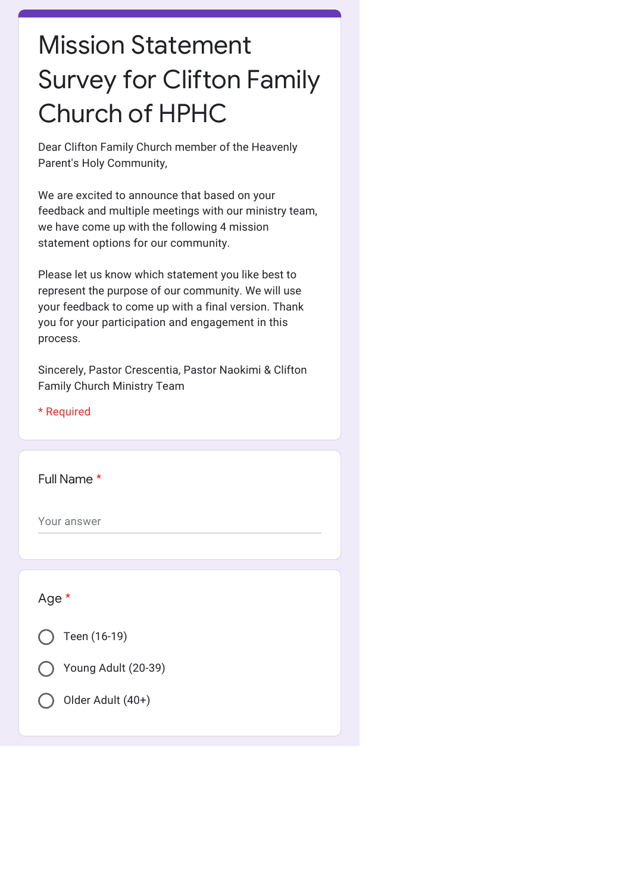# Mission Statement Survey for Clifton Family Church of HPHC

Dear Clifton Family Church member of the Heavenly Parent's Holy Community,

We are excited to announce that based on your feedback and multiple meetings with our ministry team, we have come up with the following 4 mission statement options for our community.

Please let us know which statement you like best to represent the purpose of our community. We will use your feedback to come up with a final version. Thank you for your participation and engagement in this process.

Sincerely, Pastor Crescentia, Pastor Naokimi & Clifton Family Church Ministry Team

\* Required

Full Name *

Your answer

Age *

- ◯ Teen (16-19)
- ◯ Young Adult (20-39)
- ◯ Older Adult (40+)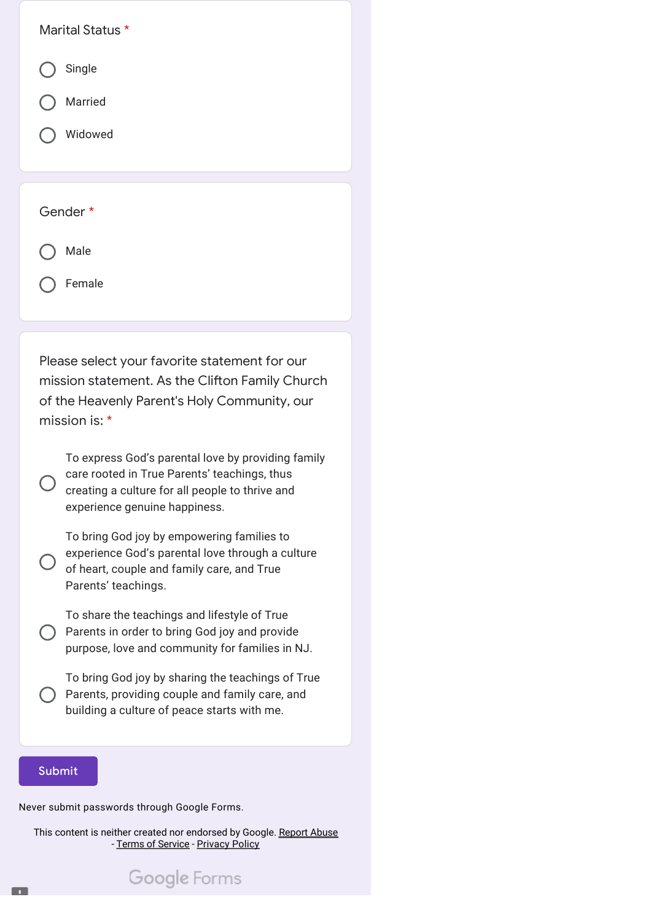Marital Status *

- ○ Single
- ○ Married
- ○ Widowed

Gender *

- ○ Male
- ○ Female

Please select your favorite statement for our mission statement. As the Clifton Family Church of the Heavenly Parent's Holy Community, our mission is: *

- ○ To express God's parental love by providing family care rooted in True Parents' teachings, thus creating a culture for all people to thrive and experience genuine happiness.
- ○ To bring God joy by empowering families to experience God's parental love through a culture of heart, couple and family care, and True Parents' teachings.
- ○ To share the teachings and lifestyle of True Parents in order to bring God joy and provide purpose, love and community for families in NJ.
- ○ To bring God joy by sharing the teachings of True Parents, providing couple and family care, and building a culture of peace starts with me.

Submit

Never submit passwords through Google Forms.

This content is neither created nor endorsed by Google. Report Abuse - Terms of Service - Privacy Policy

Google Forms